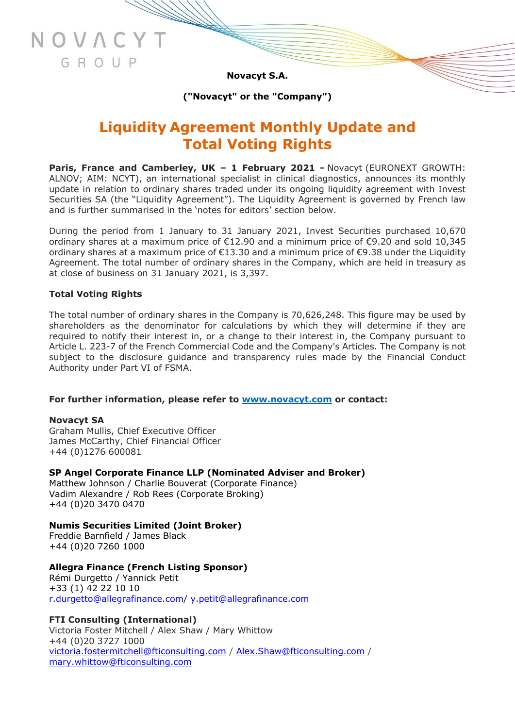**Novacyt S.A.**

**("Novacyt" or the "Company")**

# Liquidity Agreement Monthly Update and Total Voting Rights

**Paris, France and Camberley, UK – 1 February 2021 -** Novacyt (EURONEXT GROWTH: ALNOV; AIM: NCYT), an international specialist in clinical diagnostics, announces its monthly update in relation to ordinary shares traded under its ongoing liquidity agreement with Invest Securities SA (the "Liquidity Agreement"). The Liquidity Agreement is governed by French law and is further summarised in the 'notes for editors' section below.

During the period from 1 January to 31 January 2021, Invest Securities purchased 10,670 ordinary shares at a maximum price of €12.90 and a minimum price of €9.20 and sold 10,345 ordinary shares at a maximum price of €13.30 and a minimum price of €9.38 under the Liquidity Agreement. The total number of ordinary shares in the Company, which are held in treasury as at close of business on 31 January 2021, is 3,397.

**Total Voting Rights**

The total number of ordinary shares in the Company is 70,626,248. This figure may be used by shareholders as the denominator for calculations by which they will determine if they are required to notify their interest in, or a change to their interest in, the Company pursuant to Article L. 223-7 of the French Commercial Code and the Company's Articles. The Company is not subject to the disclosure guidance and transparency rules made by the Financial Conduct Authority under Part VI of FSMA.

**For further information, please refer to [www.novacyt.com](www.novacyt.com) or contact:**

**Novacyt SA**
Graham Mullis, Chief Executive Officer
James McCarthy, Chief Financial Officer
+44 (0)1276 600081

**SP Angel Corporate Finance LLP (Nominated Adviser and Broker)**
Matthew Johnson / Charlie Bouverat (Corporate Finance)
Vadim Alexandre / Rob Rees (Corporate Broking)
+44 (0)20 3470 0470

**Numis Securities Limited (Joint Broker)**
Freddie Barnfield / James Black
+44 (0)20 7260 1000

**Allegra Finance (French Listing Sponsor)**
Rémi Durgetto / Yannick Petit
+33 (1) 42 22 10 10
r.durgetto@allegrafinance.com/ y.petit@allegrafinance.com

**FTI Consulting (International)**
Victoria Foster Mitchell / Alex Shaw / Mary Whittow
+44 (0)20 3727 1000
victoria.fostermitchell@fticonsulting.com / Alex.Shaw@fticonsulting.com /
mary.whittow@fticonsulting.com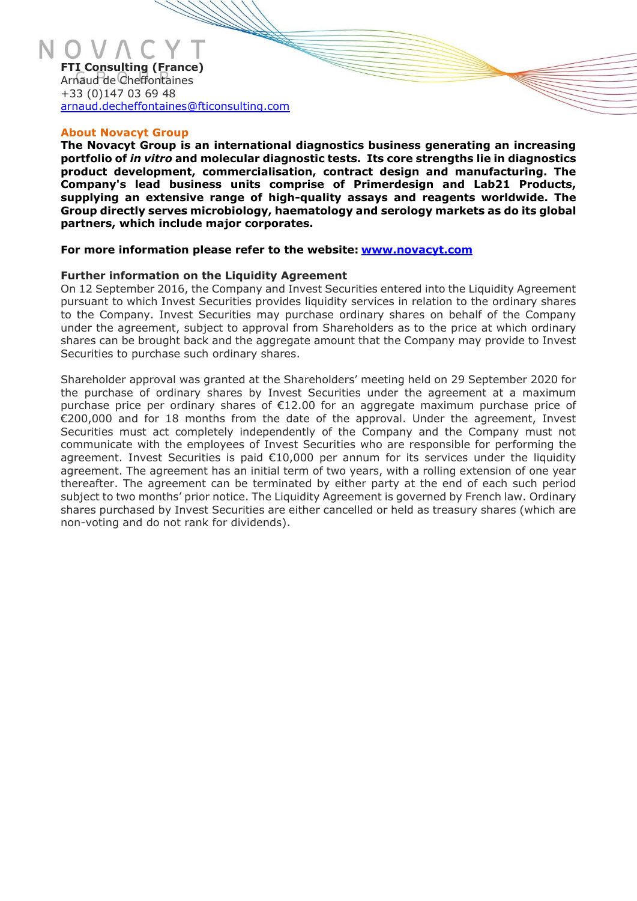**FTI Consulting (France)**
Arnaud de Cheffontaines
+33 (0)147 03 69 48
arnaud.decheffontaines@fticonsulting.com

## About Novacyt Group

**The Novacyt Group is an international diagnostics business generating an increasing portfolio of *in vitro* and molecular diagnostic tests. Its core strengths lie in diagnostics product development, commercialisation, contract design and manufacturing. The Company's lead business units comprise of Primerdesign and Lab21 Products, supplying an extensive range of high-quality assays and reagents worldwide. The Group directly serves microbiology, haematology and serology markets as do its global partners, which include major corporates.**

**For more information please refer to the website: www.novacyt.com**

**Further information on the Liquidity Agreement**

On 12 September 2016, the Company and Invest Securities entered into the Liquidity Agreement pursuant to which Invest Securities provides liquidity services in relation to the ordinary shares to the Company. Invest Securities may purchase ordinary shares on behalf of the Company under the agreement, subject to approval from Shareholders as to the price at which ordinary shares can be brought back and the aggregate amount that the Company may provide to Invest Securities to purchase such ordinary shares.

Shareholder approval was granted at the Shareholders' meeting held on 29 September 2020 for the purchase of ordinary shares by Invest Securities under the agreement at a maximum purchase price per ordinary shares of €12.00 for an aggregate maximum purchase price of €200,000 and for 18 months from the date of the approval. Under the agreement, Invest Securities must act completely independently of the Company and the Company must not communicate with the employees of Invest Securities who are responsible for performing the agreement. Invest Securities is paid €10,000 per annum for its services under the liquidity agreement. The agreement has an initial term of two years, with a rolling extension of one year thereafter. The agreement can be terminated by either party at the end of each such period subject to two months' prior notice. The Liquidity Agreement is governed by French law. Ordinary shares purchased by Invest Securities are either cancelled or held as treasury shares (which are non-voting and do not rank for dividends).